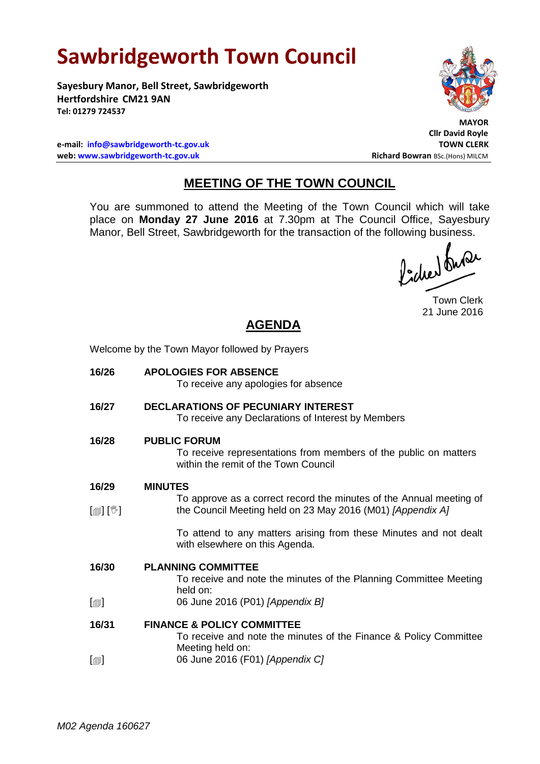# Sawbridgeworth Town Council

**Sayesbury Manor, Bell Street, Sawbridgeworth**
**Hertfordshire CM21 9AN**
**Tel: 01279 724537**

**e-mail: info@sawbridgeworth-tc.gov.uk**
**web: www.sawbridgeworth-tc.gov.uk**

**MAYOR**
**Cllr David Royle**
**TOWN CLERK**
**Richard Bowran** BSc.(Hons) MILCM

## MEETING OF THE TOWN COUNCIL

You are summoned to attend the Meeting of the Town Council which will take place on **Monday 27 June 2016** at 7.30pm at The Council Office, Sayesbury Manor, Bell Street, Sawbridgeworth for the transaction of the following business.

Town Clerk
21 June 2016

## AGENDA

Welcome by the Town Mayor followed by Prayers

**16/26 APOLOGIES FOR ABSENCE**
To receive any apologies for absence

**16/27 DECLARATIONS OF PECUNIARY INTEREST**
To receive any Declarations of Interest by Members

**16/28 PUBLIC FORUM**
To receive representations from members of the public on matters within the remit of the Town Council

**16/29 MINUTES**
[] [] To approve as a correct record the minutes of the Annual meeting of the Council Meeting held on 23 May 2016 (M01) *[Appendix A]*

To attend to any matters arising from these Minutes and not dealt with elsewhere on this Agenda.

**16/30 PLANNING COMMITTEE**
To receive and note the minutes of the Planning Committee Meeting held on:
[] 06 June 2016 (P01) *[Appendix B]*

**16/31 FINANCE & POLICY COMMITTEE**
To receive and note the minutes of the Finance & Policy Committee Meeting held on:
[] 06 June 2016 (F01) *[Appendix C]*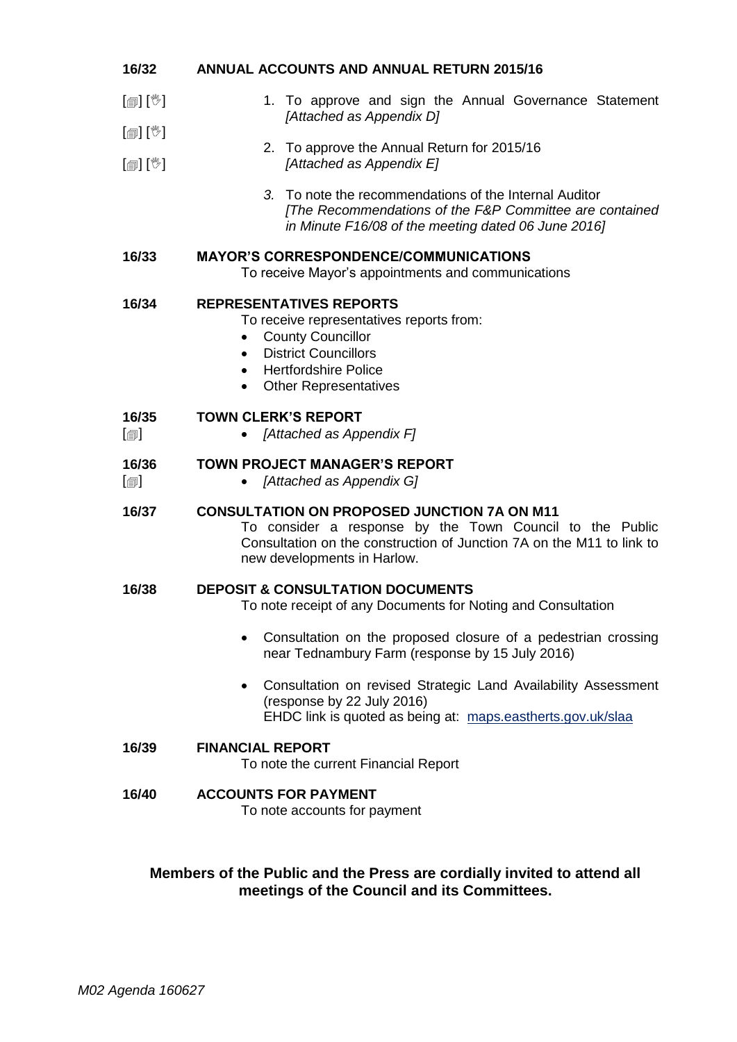**16/32 ANNUAL ACCOUNTS AND ANNUAL RETURN 2015/16**

[🗐] [🖑] 1. To approve and sign the Annual Governance Statement *[Attached as Appendix D]*

[🗐] [🖑] 2. To approve the Annual Return for 2015/16 *[Attached as Appendix E]*

[🗐] [🖑] *3.* To note the recommendations of the Internal Auditor *[The Recommendations of the F&P Committee are contained in Minute F16/08 of the meeting dated 06 June 2016]*

**16/33 MAYOR'S CORRESPONDENCE/COMMUNICATIONS**

To receive Mayor's appointments and communications

**16/34 REPRESENTATIVES REPORTS**

To receive representatives reports from:

- County Councillor
- District Councillors
- Hertfordshire Police
- Other Representatives

**16/35 TOWN CLERK'S REPORT**

[🗐]

- *[Attached as Appendix F]*

**16/36 TOWN PROJECT MANAGER'S REPORT**

[🗐]

- *[Attached as Appendix G]*

**16/37 CONSULTATION ON PROPOSED JUNCTION 7A ON M11**

To consider a response by the Town Council to the Public Consultation on the construction of Junction 7A on the M11 to link to new developments in Harlow.

**16/38 DEPOSIT & CONSULTATION DOCUMENTS**

To note receipt of any Documents for Noting and Consultation

- Consultation on the proposed closure of a pedestrian crossing near Tednambury Farm (response by 15 July 2016)
- Consultation on revised Strategic Land Availability Assessment (response by 22 July 2016)
  EHDC link is quoted as being at: maps.eastherts.gov.uk/slaa

**16/39 FINANCIAL REPORT**

To note the current Financial Report

**16/40 ACCOUNTS FOR PAYMENT**

To note accounts for payment

**Members of the Public and the Press are cordially invited to attend all meetings of the Council and its Committees.**

*M02 Agenda 160627*